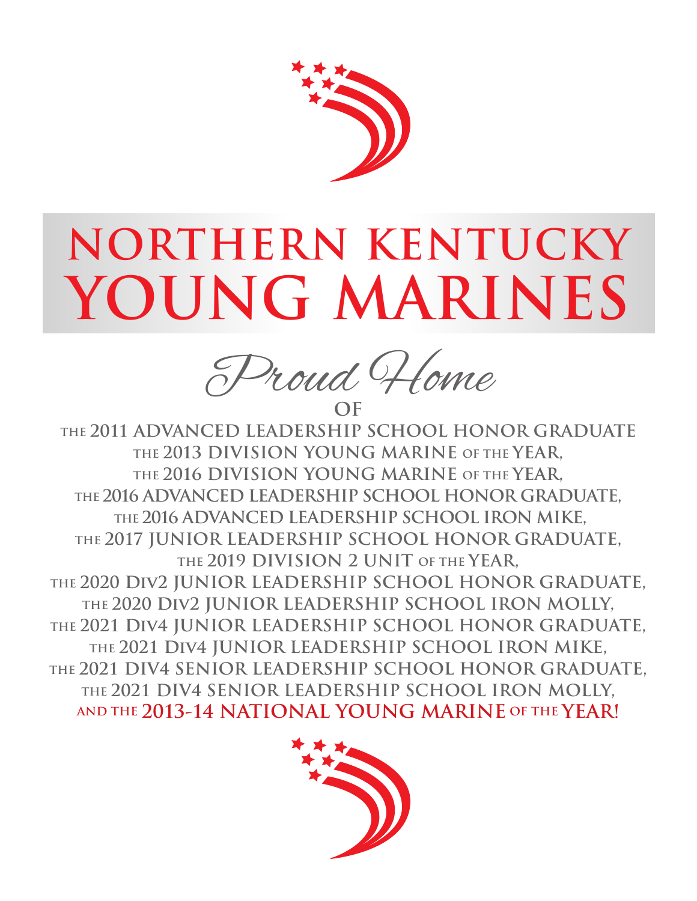# NORTHERN KENTUCKY YOUNG MARINES

*Proud Home*

OF

THE 2011 ADVANCED LEADERSHIP SCHOOL HONOR GRADUATE
THE 2013 DIVISION YOUNG MARINE OF THE YEAR,
THE 2016 DIVISION YOUNG MARINE OF THE YEAR,
THE 2016 ADVANCED LEADERSHIP SCHOOL HONOR GRADUATE,
THE 2016 ADVANCED LEADERSHIP SCHOOL IRON MIKE,
THE 2017 JUNIOR LEADERSHIP SCHOOL HONOR GRADUATE,
THE 2019 DIVISION 2 UNIT OF THE YEAR,
THE 2020 DIV2 JUNIOR LEADERSHIP SCHOOL HONOR GRADUATE,
THE 2020 DIV2 JUNIOR LEADERSHIP SCHOOL IRON MOLLY,
THE 2021 DIV4 JUNIOR LEADERSHIP SCHOOL HONOR GRADUATE,
THE 2021 DIV4 JUNIOR LEADERSHIP SCHOOL IRON MIKE,
THE 2021 DIV4 SENIOR LEADERSHIP SCHOOL HONOR GRADUATE,
THE 2021 DIV4 SENIOR LEADERSHIP SCHOOL IRON MOLLY,
AND THE **2013-14 NATIONAL YOUNG MARINE OF THE YEAR!**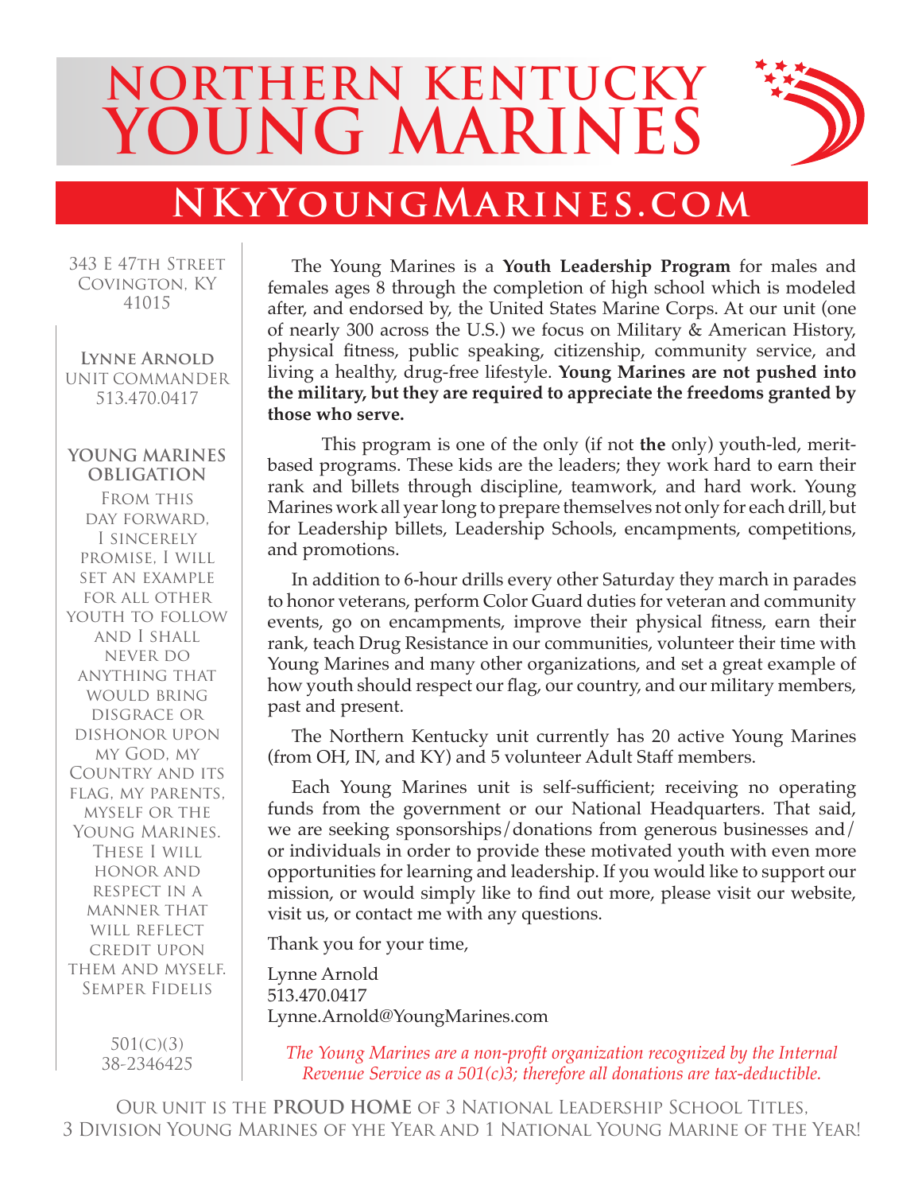# NORTHERN KENTUCKY YOUNG MARINES

## NKyYoungMarines.com

343 E 47th Street
Covington, KY
41015

**Lynne Arnold**
Unit Commander
513.470.0417

**YOUNG MARINES OBLIGATION**

From this day forward, I sincerely promise, I will set an example for all other youth to follow and I shall never do anything that would bring disgrace or dishonor upon my God, my Country and its flag, my parents, myself or the Young Marines. These I will honor and respect in a manner that will reflect credit upon them and myself. Semper Fidelis

501(c)(3)
38-2346425

The Young Marines is a **Youth Leadership Program** for males and females ages 8 through the completion of high school which is modeled after, and endorsed by, the United States Marine Corps. At our unit (one of nearly 300 across the U.S.) we focus on Military & American History, physical fitness, public speaking, citizenship, community service, and living a healthy, drug-free lifestyle. **Young Marines are not pushed into the military, but they are required to appreciate the freedoms granted by those who serve.**

This program is one of the only (if not **the** only) youth-led, merit-based programs. These kids are the leaders; they work hard to earn their rank and billets through discipline, teamwork, and hard work. Young Marines work all year long to prepare themselves not only for each drill, but for Leadership billets, Leadership Schools, encampments, competitions, and promotions.

In addition to 6-hour drills every other Saturday they march in parades to honor veterans, perform Color Guard duties for veteran and community events, go on encampments, improve their physical fitness, earn their rank, teach Drug Resistance in our communities, volunteer their time with Young Marines and many other organizations, and set a great example of how youth should respect our flag, our country, and our military members, past and present.

The Northern Kentucky unit currently has 20 active Young Marines (from OH, IN, and KY) and 5 volunteer Adult Staff members.

Each Young Marines unit is self-sufficient; receiving no operating funds from the government or our National Headquarters. That said, we are seeking sponsorships/donations from generous businesses and/or individuals in order to provide these motivated youth with even more opportunities for learning and leadership. If you would like to support our mission, or would simply like to find out more, please visit our website, visit us, or contact me with any questions.

Thank you for your time,

Lynne Arnold
513.470.0417
Lynne.Arnold@YoungMarines.com

*The Young Marines are a non-profit organization recognized by the Internal Revenue Service as a 501(c)3; therefore all donations are tax-deductible.*

Our unit is the **PROUD HOME** of 3 National Leadership School Titles, 3 Division Young Marines of yhe Year and 1 National Young Marine of the Year!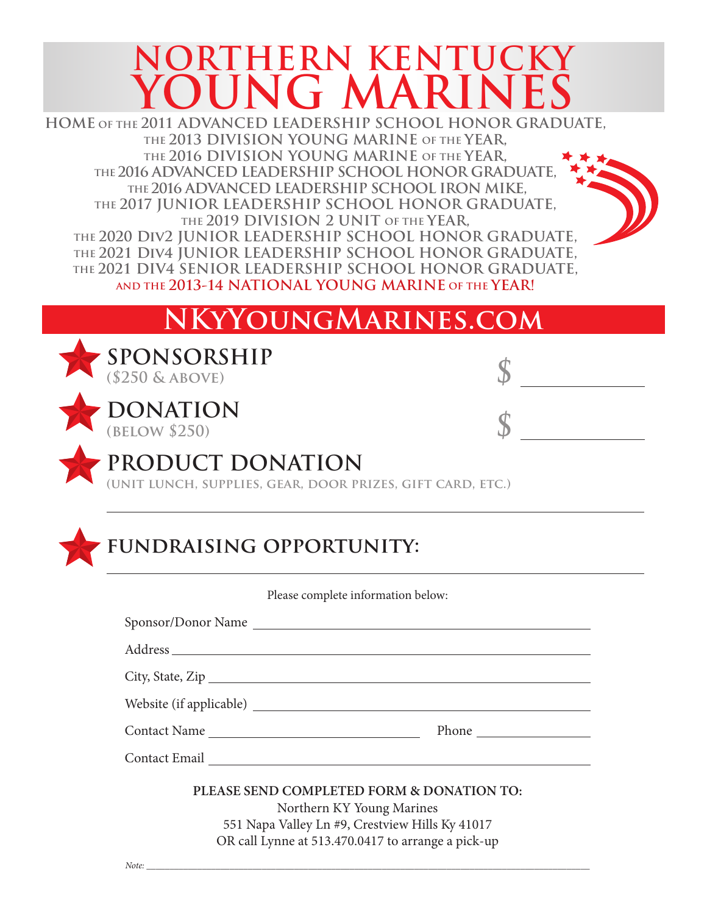# NORTHERN KENTUCKY YOUNG MARINES

**HOME OF THE 2011 ADVANCED LEADERSHIP SCHOOL HONOR GRADUATE,**
**THE 2013 DIVISION YOUNG MARINE OF THE YEAR,**
**THE 2016 DIVISION YOUNG MARINE OF THE YEAR,**
**THE 2016 ADVANCED LEADERSHIP SCHOOL HONOR GRADUATE,**
**THE 2016 ADVANCED LEADERSHIP SCHOOL IRON MIKE,**
**THE 2017 JUNIOR LEADERSHIP SCHOOL HONOR GRADUATE,**
**THE 2019 DIVISION 2 UNIT OF THE YEAR,**
**THE 2020 DIV2 JUNIOR LEADERSHIP SCHOOL HONOR GRADUATE,**
**THE 2021 DIV4 JUNIOR LEADERSHIP SCHOOL HONOR GRADUATE,**
**THE 2021 DIV4 SENIOR LEADERSHIP SCHOOL HONOR GRADUATE,**
**AND THE 2013-14 NATIONAL YOUNG MARINE OF THE YEAR!**

## NKYYOUNGMARINES.COM

### SPONSORSHIP
($250 & ABOVE) $ ____________

### DONATION
(BELOW $250) $ ____________

### PRODUCT DONATION
(UNIT LUNCH, SUPPLIES, GEAR, DOOR PRIZES, GIFT CARD, ETC.)

______________________________________________

### FUNDRAISING OPPORTUNITY:

______________________________________________

Please complete information below:

Sponsor/Donor Name ______________________________

Address ______________________________

City, State, Zip ______________________________

Website (if applicable) ______________________________

Contact Name ______________________ Phone ______________

Contact Email ______________________________

**PLEASE SEND COMPLETED FORM & DONATION TO:**
Northern KY Young Marines
551 Napa Valley Ln #9, Crestview Hills Ky 41017
OR call Lynne at 513.470.0417 to arrange a pick-up

*Note:* ______________________________